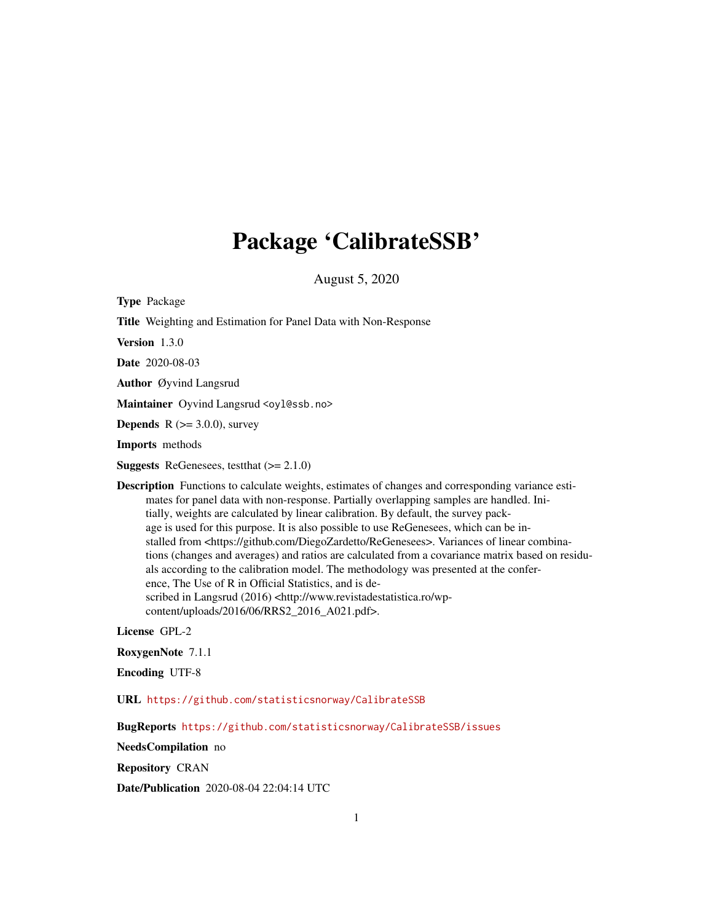# Package 'CalibrateSSB'

August 5, 2020

**Type** Package

**Title** Weighting and Estimation for Panel Data with Non-Response

**Version** 1.3.0

**Date** 2020-08-03

**Author** Øyvind Langsrud

**Maintainer** Oyvind Langsrud <oyl@ssb.no>

**Depends** R (>= 3.0.0), survey

**Imports** methods

**Suggests** ReGenesees, testthat (>= 2.1.0)

**Description** Functions to calculate weights, estimates of changes and corresponding variance estimates for panel data with non-response. Partially overlapping samples are handled. Initially, weights are calculated by linear calibration. By default, the survey package is used for this purpose. It is also possible to use ReGenesees, which can be installed from <https://github.com/DiegoZardetto/ReGenesees>. Variances of linear combinations (changes and averages) and ratios are calculated from a covariance matrix based on residuals according to the calibration model. The methodology was presented at the conference, The Use of R in Official Statistics, and is described in Langsrud (2016) <http://www.revistadestatistica.ro/wp-content/uploads/2016/06/RRS2_2016_A021.pdf>.

**License** GPL-2

**RoxygenNote** 7.1.1

**Encoding** UTF-8

**URL** https://github.com/statisticsnorway/CalibrateSSB

**BugReports** https://github.com/statisticsnorway/CalibrateSSB/issues

**NeedsCompilation** no

**Repository** CRAN

**Date/Publication** 2020-08-04 22:04:14 UTC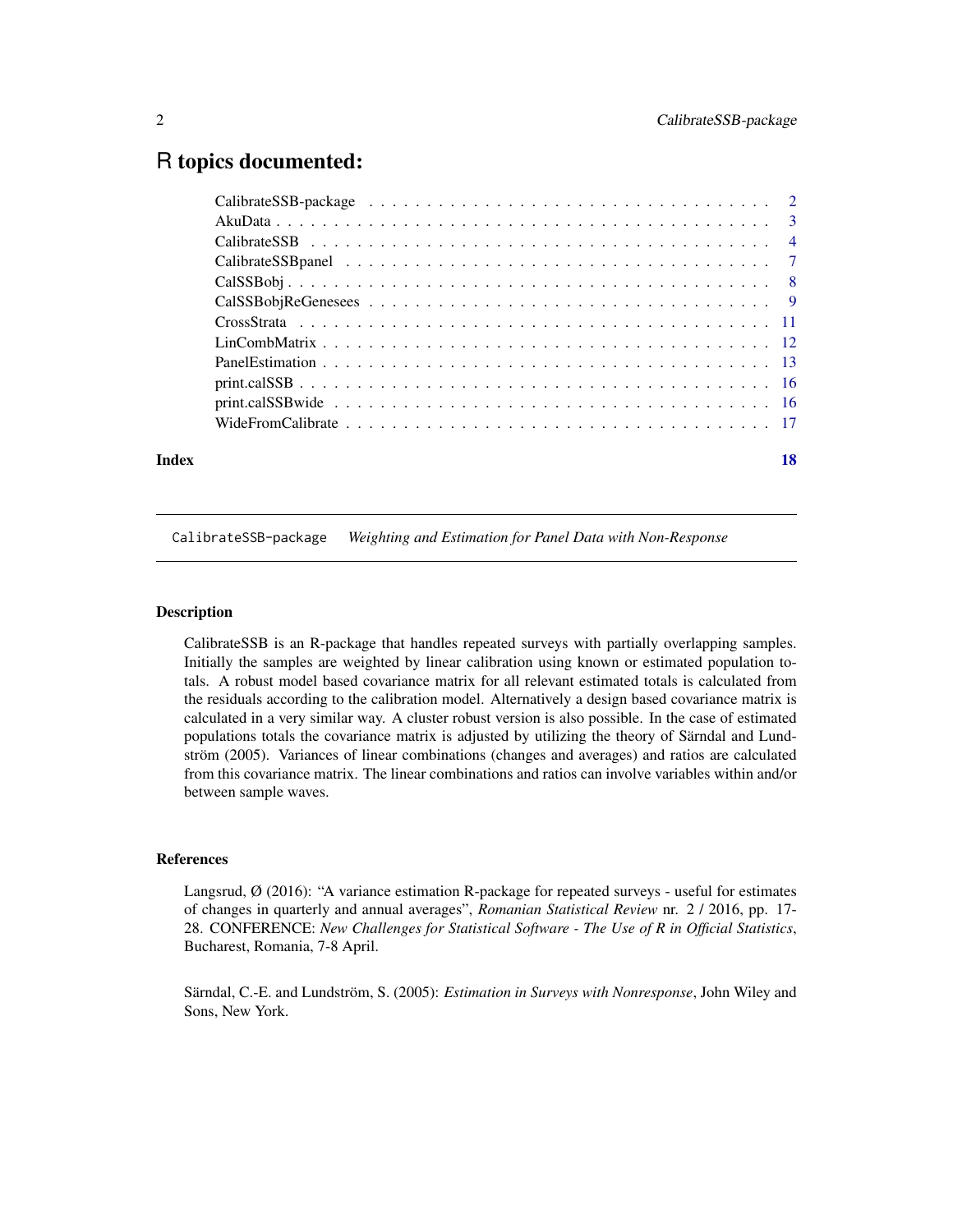# R topics documented:

| | |
|---|---|
| CalibrateSSB-package | 2 |
| AkuData | 3 |
| CalibrateSSB | 4 |
| CalibrateSSBpanel | 7 |
| CalSSBobj | 8 |
| CalSSBobjReGenesees | 9 |
| CrossStrata | 11 |
| LinCombMatrix | 12 |
| PanelEstimation | 13 |
| print.calSSB | 16 |
| print.calSSBwide | 16 |
| WideFromCalibrate | 17 |
| **Index** | **18** |

## CalibrateSSB-package *Weighting and Estimation for Panel Data with Non-Response*

### Description

CalibrateSSB is an R-package that handles repeated surveys with partially overlapping samples. Initially the samples are weighted by linear calibration using known or estimated population totals. A robust model based covariance matrix for all relevant estimated totals is calculated from the residuals according to the calibration model. Alternatively a design based covariance matrix is calculated in a very similar way. A cluster robust version is also possible. In the case of estimated populations totals the covariance matrix is adjusted by utilizing the theory of Särndal and Lundström (2005). Variances of linear combinations (changes and averages) and ratios are calculated from this covariance matrix. The linear combinations and ratios can involve variables within and/or between sample waves.

### References

Langsrud, Ø (2016): "A variance estimation R-package for repeated surveys - useful for estimates of changes in quarterly and annual averages", *Romanian Statistical Review* nr. 2 / 2016, pp. 17-28. CONFERENCE: *New Challenges for Statistical Software - The Use of R in Official Statistics*, Bucharest, Romania, 7-8 April.

Särndal, C.-E. and Lundström, S. (2005): *Estimation in Surveys with Nonresponse*, John Wiley and Sons, New York.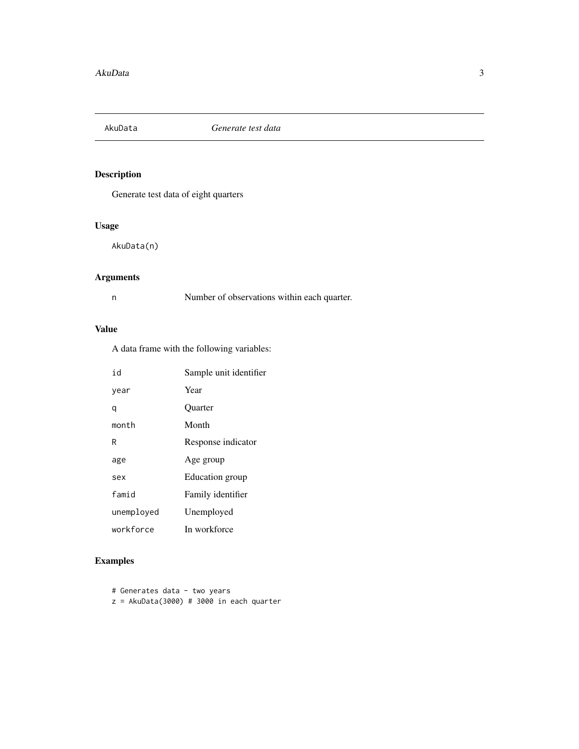## AkuData *Generate test data*

### Description

Generate test data of eight quarters

### Usage

```
AkuData(n)
```

### Arguments

| | |
|---|---|
| n | Number of observations within each quarter. |

### Value

A data frame with the following variables:

| | |
|---|---|
| id | Sample unit identifier |
| year | Year |
| q | Quarter |
| month | Month |
| R | Response indicator |
| age | Age group |
| sex | Education group |
| famid | Family identifier |
| unemployed | Unemployed |
| workforce | In workforce |

### Examples

```
# Generates data - two years
z = AkuData(3000) # 3000 in each quarter
```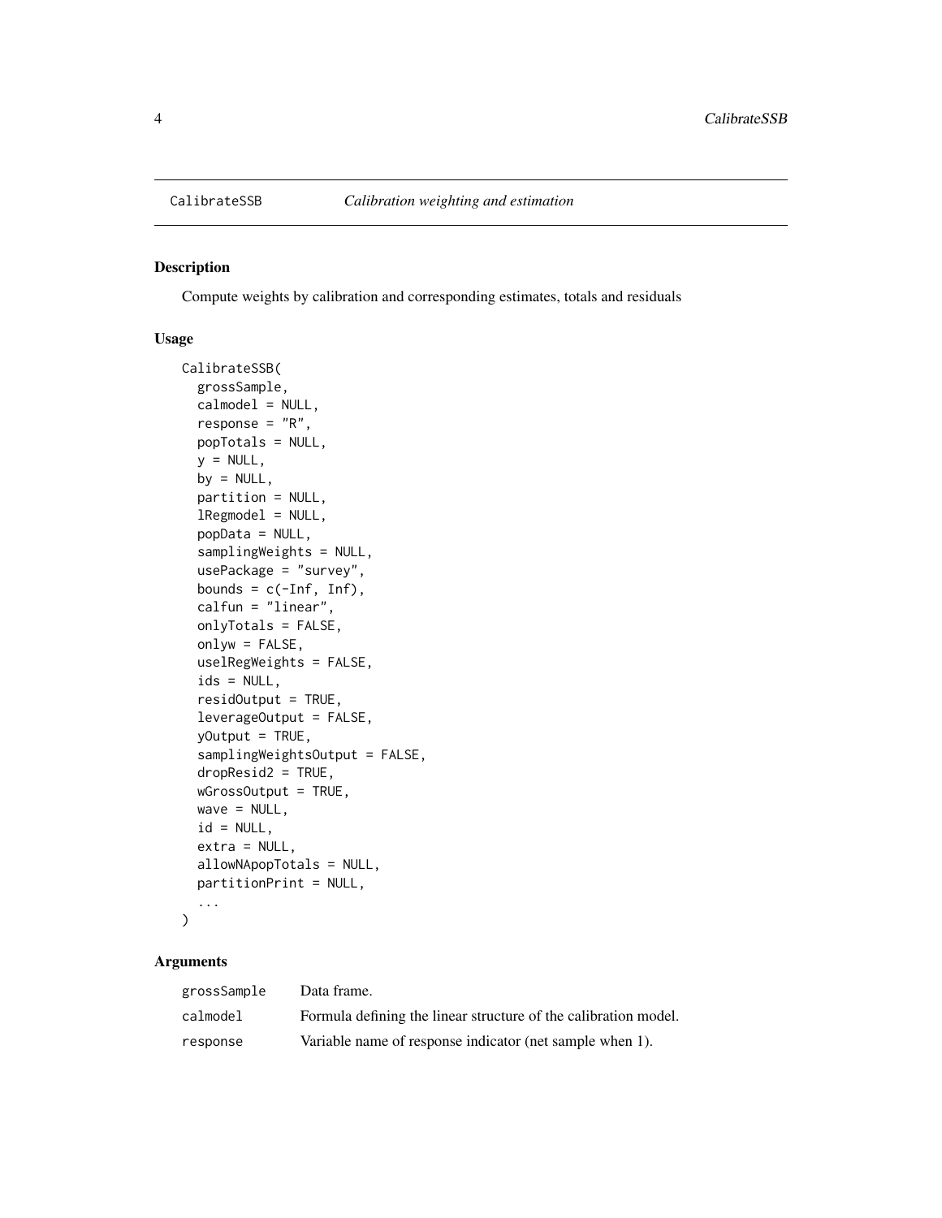## CalibrateSSB — *Calibration weighting and estimation*

### Description

Compute weights by calibration and corresponding estimates, totals and residuals

### Usage

```
CalibrateSSB(
  grossSample,
  calmodel = NULL,
  response = "R",
  popTotals = NULL,
  y = NULL,
  by = NULL,
  partition = NULL,
  lRegmodel = NULL,
  popData = NULL,
  samplingWeights = NULL,
  usePackage = "survey",
  bounds = c(-Inf, Inf),
  calfun = "linear",
  onlyTotals = FALSE,
  onlyw = FALSE,
  uselRegWeights = FALSE,
  ids = NULL,
  residOutput = TRUE,
  leverageOutput = FALSE,
  yOutput = TRUE,
  samplingWeightsOutput = FALSE,
  dropResid2 = TRUE,
  wGrossOutput = TRUE,
  wave = NULL,
  id = NULL,
  extra = NULL,
  allowNApopTotals = NULL,
  partitionPrint = NULL,
  ...
)
```

### Arguments

| | |
|---|---|
| grossSample | Data frame. |
| calmodel | Formula defining the linear structure of the calibration model. |
| response | Variable name of response indicator (net sample when 1). |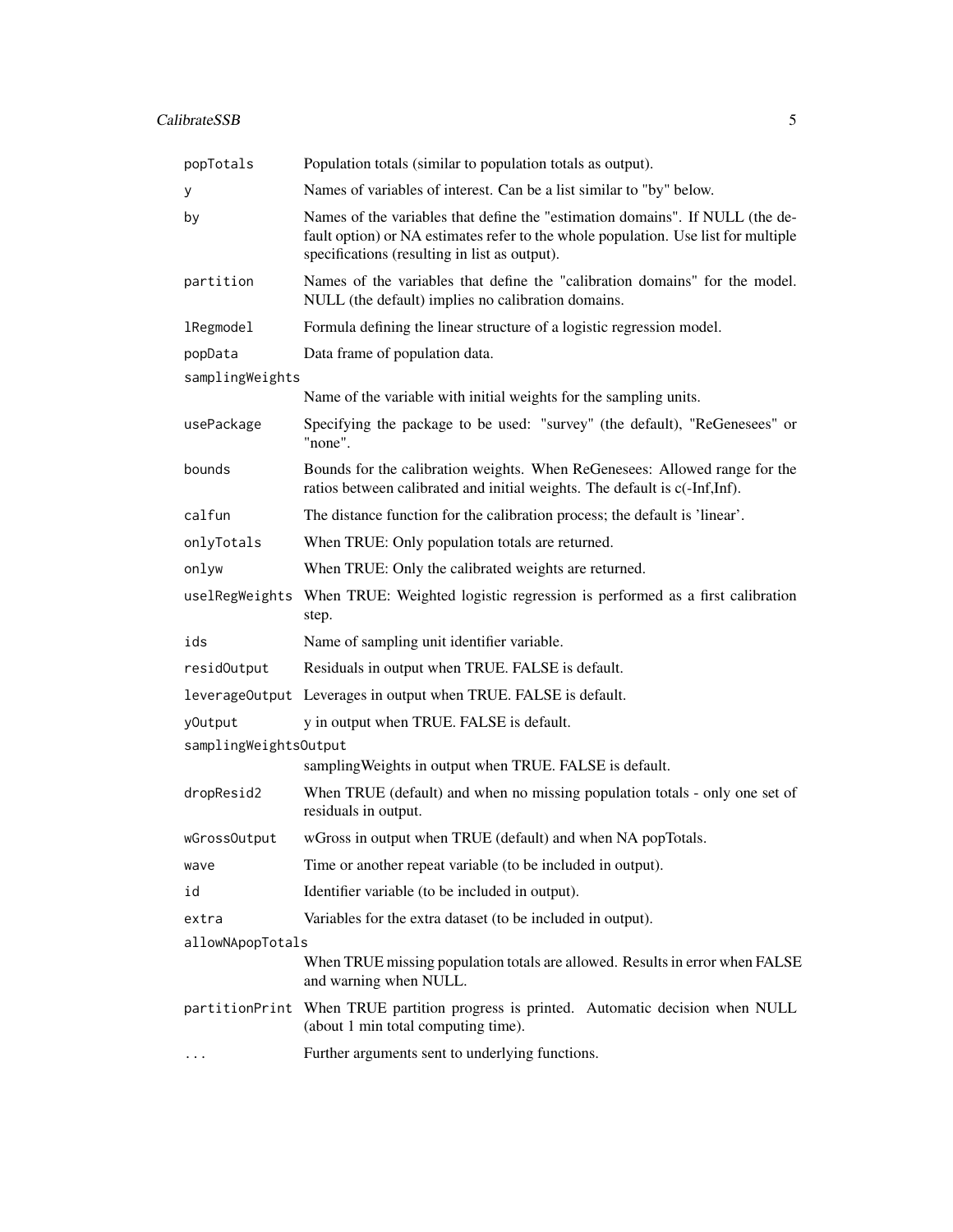| | |
|---|---|
| popTotals | Population totals (similar to population totals as output). |
| y | Names of variables of interest. Can be a list similar to "by" below. |
| by | Names of the variables that define the "estimation domains". If NULL (the default option) or NA estimates refer to the whole population. Use list for multiple specifications (resulting in list as output). |
| partition | Names of the variables that define the "calibration domains" for the model. NULL (the default) implies no calibration domains. |
| lRegmodel | Formula defining the linear structure of a logistic regression model. |
| popData | Data frame of population data. |
| samplingWeights | Name of the variable with initial weights for the sampling units. |
| usePackage | Specifying the package to be used: "survey" (the default), "ReGenesees" or "none". |
| bounds | Bounds for the calibration weights. When ReGenesees: Allowed range for the ratios between calibrated and initial weights. The default is c(-Inf,Inf). |
| calfun | The distance function for the calibration process; the default is 'linear'. |
| onlyTotals | When TRUE: Only population totals are returned. |
| onlyw | When TRUE: Only the calibrated weights are returned. |
| uselRegWeights | When TRUE: Weighted logistic regression is performed as a first calibration step. |
| ids | Name of sampling unit identifier variable. |
| residOutput | Residuals in output when TRUE. FALSE is default. |
| leverageOutput | Leverages in output when TRUE. FALSE is default. |
| yOutput | y in output when TRUE. FALSE is default. |
| samplingWeightsOutput | samplingWeights in output when TRUE. FALSE is default. |
| dropResid2 | When TRUE (default) and when no missing population totals - only one set of residuals in output. |
| wGrossOutput | wGross in output when TRUE (default) and when NA popTotals. |
| wave | Time or another repeat variable (to be included in output). |
| id | Identifier variable (to be included in output). |
| extra | Variables for the extra dataset (to be included in output). |
| allowNApopTotals | When TRUE missing population totals are allowed. Results in error when FALSE and warning when NULL. |
| partitionPrint | When TRUE partition progress is printed. Automatic decision when NULL (about 1 min total computing time). |
| ... | Further arguments sent to underlying functions. |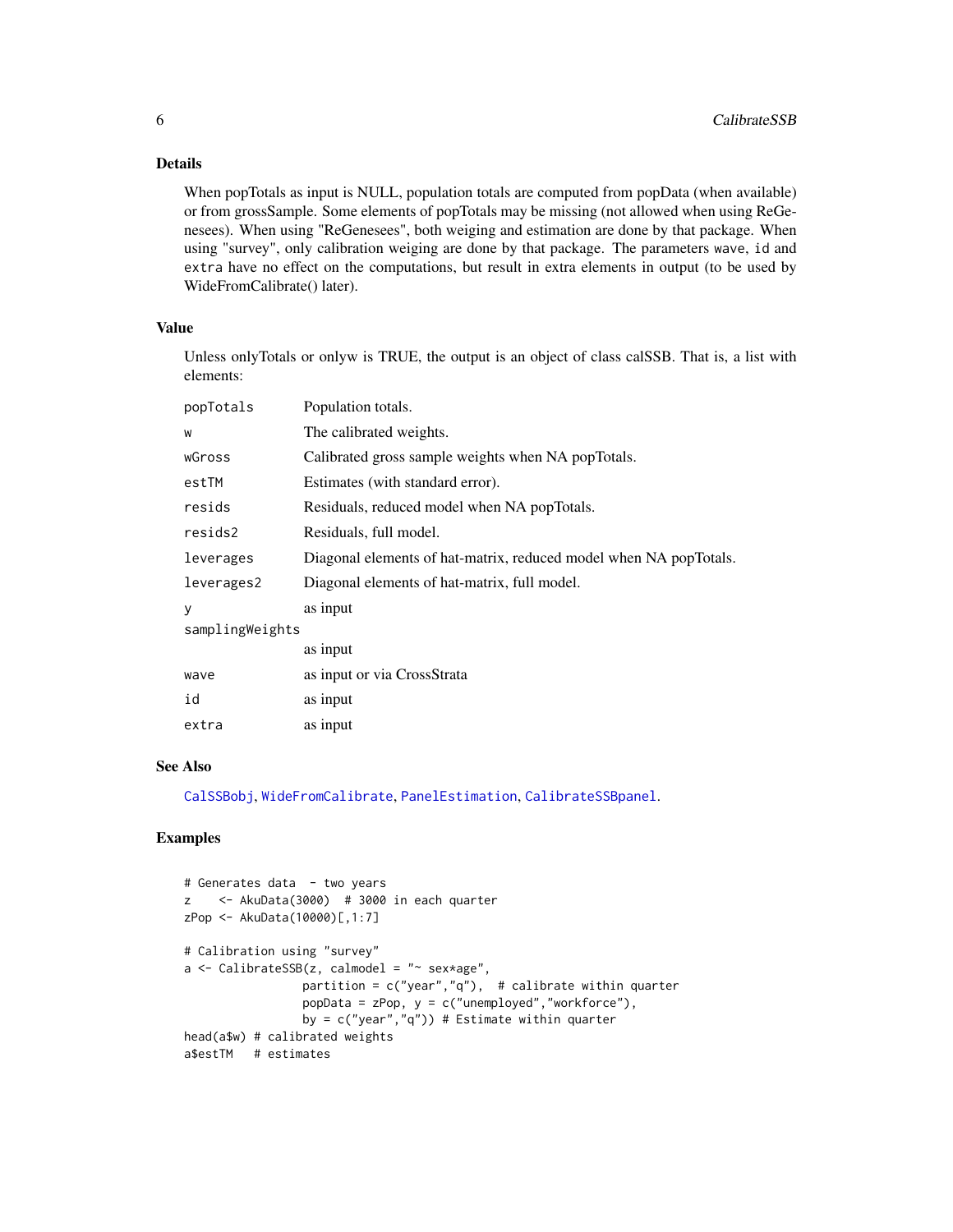## Details

When popTotals as input is NULL, population totals are computed from popData (when available) or from grossSample. Some elements of popTotals may be missing (not allowed when using ReGenesees). When using "ReGenesees", both weiging and estimation are done by that package. When using "survey", only calibration weiging are done by that package. The parameters `wave`, `id` and `extra` have no effect on the computations, but result in extra elements in output (to be used by WideFromCalibrate() later).

## Value

Unless onlyTotals or onlyw is TRUE, the output is an object of class calSSB. That is, a list with elements:

| | |
|---|---|
| `popTotals` | Population totals. |
| `w` | The calibrated weights. |
| `wGross` | Calibrated gross sample weights when NA popTotals. |
| `estTM` | Estimates (with standard error). |
| `resids` | Residuals, reduced model when NA popTotals. |
| `resids2` | Residuals, full model. |
| `leverages` | Diagonal elements of hat-matrix, reduced model when NA popTotals. |
| `leverages2` | Diagonal elements of hat-matrix, full model. |
| `y` | as input |
| `samplingWeights` | as input |
| `wave` | as input or via CrossStrata |
| `id` | as input |
| `extra` | as input |

## See Also

`CalSSBobj`, `WideFromCalibrate`, `PanelEstimation`, `CalibrateSSBpanel`.

## Examples

```
# Generates data  - two years
z    <- AkuData(3000)  # 3000 in each quarter
zPop <- AkuData(10000)[,1:7]

# Calibration using "survey"
a <- CalibrateSSB(z, calmodel = "~ sex*age",
                 partition = c("year","q"),  # calibrate within quarter
                 popData = zPop, y = c("unemployed","workforce"),
                 by = c("year","q")) # Estimate within quarter
head(a$w) # calibrated weights
a$estTM   # estimates
```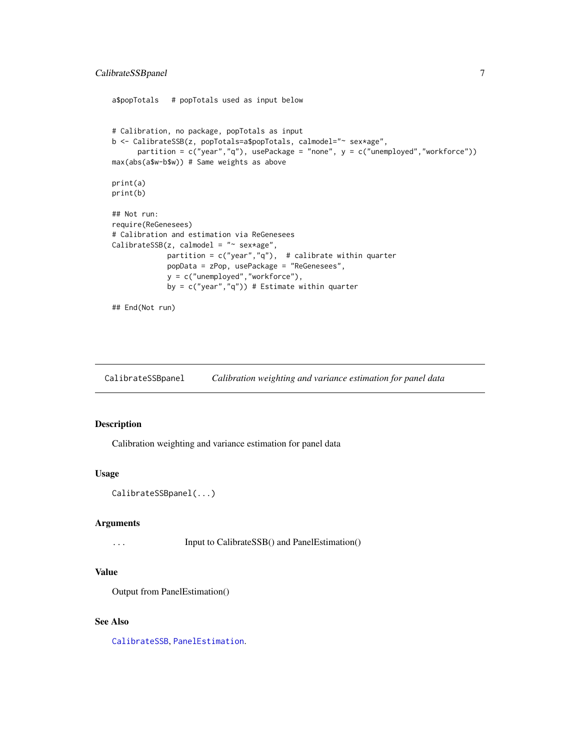```
a$popTotals   # popTotals used as input below


# Calibration, no package, popTotals as input
b <- CalibrateSSB(z, popTotals=a$popTotals, calmodel="~ sex*age",
      partition = c("year","q"), usePackage = "none", y = c("unemployed","workforce"))
max(abs(a$w-b$w)) # Same weights as above

print(a)
print(b)

## Not run:
require(ReGenesees)
# Calibration and estimation via ReGenesees
CalibrateSSB(z, calmodel = "~ sex*age",
             partition = c("year","q"),  # calibrate within quarter
             popData = zPop, usePackage = "ReGenesees",
             y = c("unemployed","workforce"),
             by = c("year","q")) # Estimate within quarter

## End(Not run)
```

## CalibrateSSBpanel — *Calibration weighting and variance estimation for panel data*

### Description

Calibration weighting and variance estimation for panel data

### Usage

```
CalibrateSSBpanel(...)
```

### Arguments

| | |
|---|---|
| `...` | Input to CalibrateSSB() and PanelEstimation() |

### Value

Output from PanelEstimation()

### See Also

`CalibrateSSB`, `PanelEstimation`.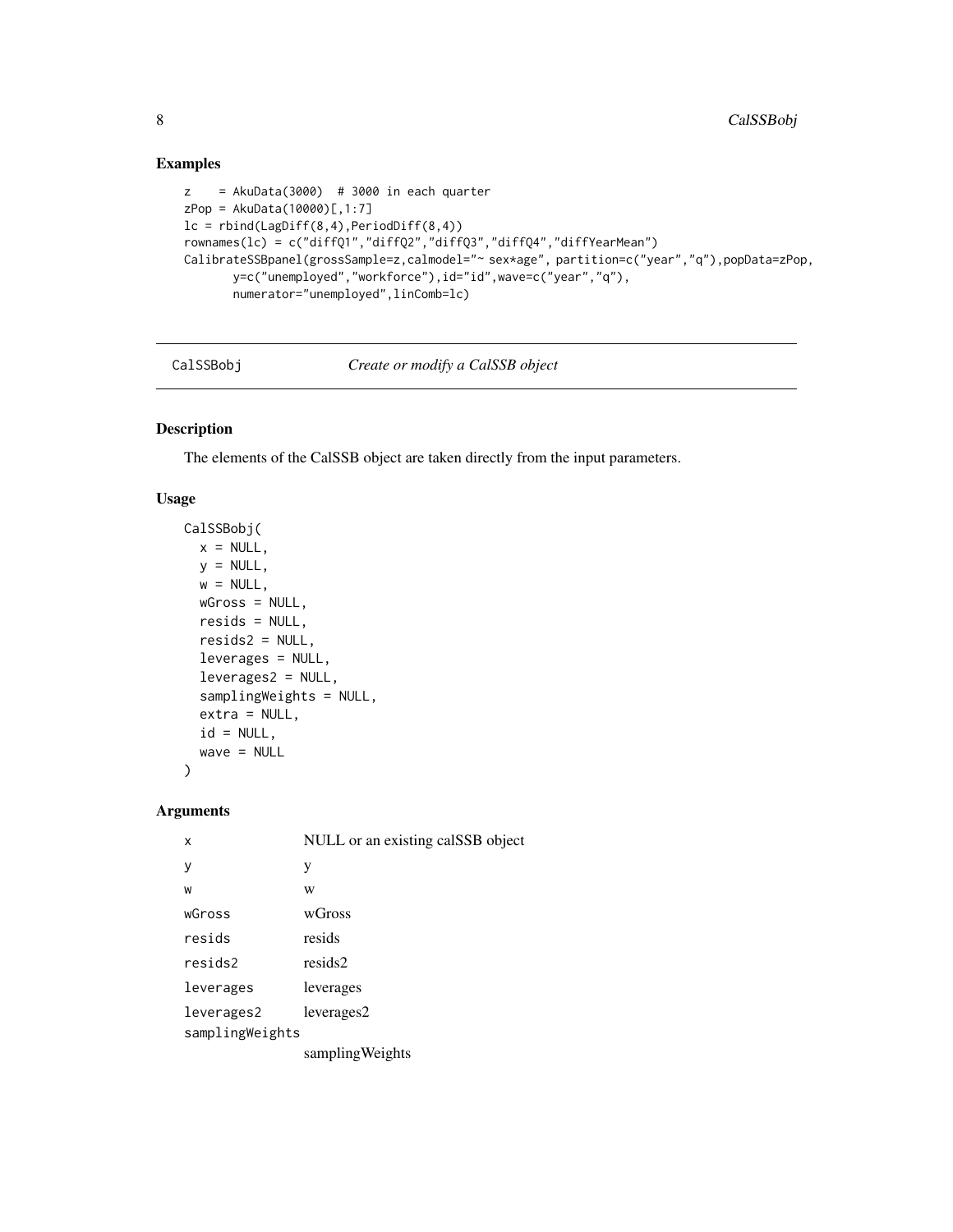## Examples

```
z    = AkuData(3000)  # 3000 in each quarter
zPop = AkuData(10000)[,1:7]
lc = rbind(LagDiff(8,4),PeriodDiff(8,4))
rownames(lc) = c("diffQ1","diffQ2","diffQ3","diffQ4","diffYearMean")
CalibrateSSBpanel(grossSample=z,calmodel="~ sex*age", partition=c("year","q"),popData=zPop,
       y=c("unemployed","workforce"),id="id",wave=c("year","q"),
       numerator="unemployed",linComb=lc)
```

---

## CalSSBobj — *Create or modify a CalSSB object*

### Description

The elements of the CalSSB object are taken directly from the input parameters.

### Usage

```
CalSSBobj(
  x = NULL,
  y = NULL,
  w = NULL,
  wGross = NULL,
  resids = NULL,
  resids2 = NULL,
  leverages = NULL,
  leverages2 = NULL,
  samplingWeights = NULL,
  extra = NULL,
  id = NULL,
  wave = NULL
)
```

### Arguments

| | |
|---|---|
| x | NULL or an existing calSSB object |
| y | y |
| w | w |
| wGross | wGross |
| resids | resids |
| resids2 | resids2 |
| leverages | leverages |
| leverages2 | leverages2 |
| samplingWeights | samplingWeights |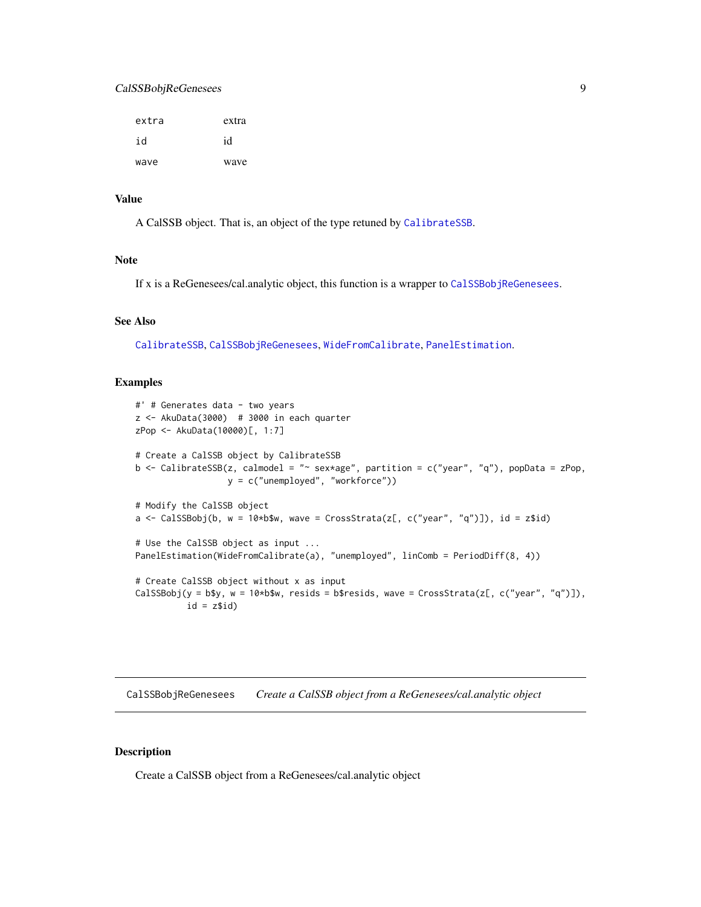| | |
|---|---|
| extra | extra |
| id | id |
| wave | wave |

## Value

A CalSSB object. That is, an object of the type retuned by CalibrateSSB.

## Note

If x is a ReGenesees/cal.analytic object, this function is a wrapper to CalSSBobjReGenesees.

## See Also

CalibrateSSB, CalSSBobjReGenesees, WideFromCalibrate, PanelEstimation.

## Examples

```
#' # Generates data - two years
z <- AkuData(3000)  # 3000 in each quarter
zPop <- AkuData(10000)[, 1:7]

# Create a CalSSB object by CalibrateSSB
b <- CalibrateSSB(z, calmodel = "~ sex*age", partition = c("year", "q"), popData = zPop,
                  y = c("unemployed", "workforce"))

# Modify the CalSSB object
a <- CalSSBobj(b, w = 10*b$w, wave = CrossStrata(z[, c("year", "q")]), id = z$id)

# Use the CalSSB object as input ...
PanelEstimation(WideFromCalibrate(a), "unemployed", linComb = PeriodDiff(8, 4))

# Create CalSSB object without x as input
CalSSBobj(y = b$y, w = 10*b$w, resids = b$resids, wave = CrossStrata(z[, c("year", "q")]),
          id = z$id)
```

---

# CalSSBobjReGenesees — *Create a CalSSB object from a ReGenesees/cal.analytic object*

## Description

Create a CalSSB object from a ReGenesees/cal.analytic object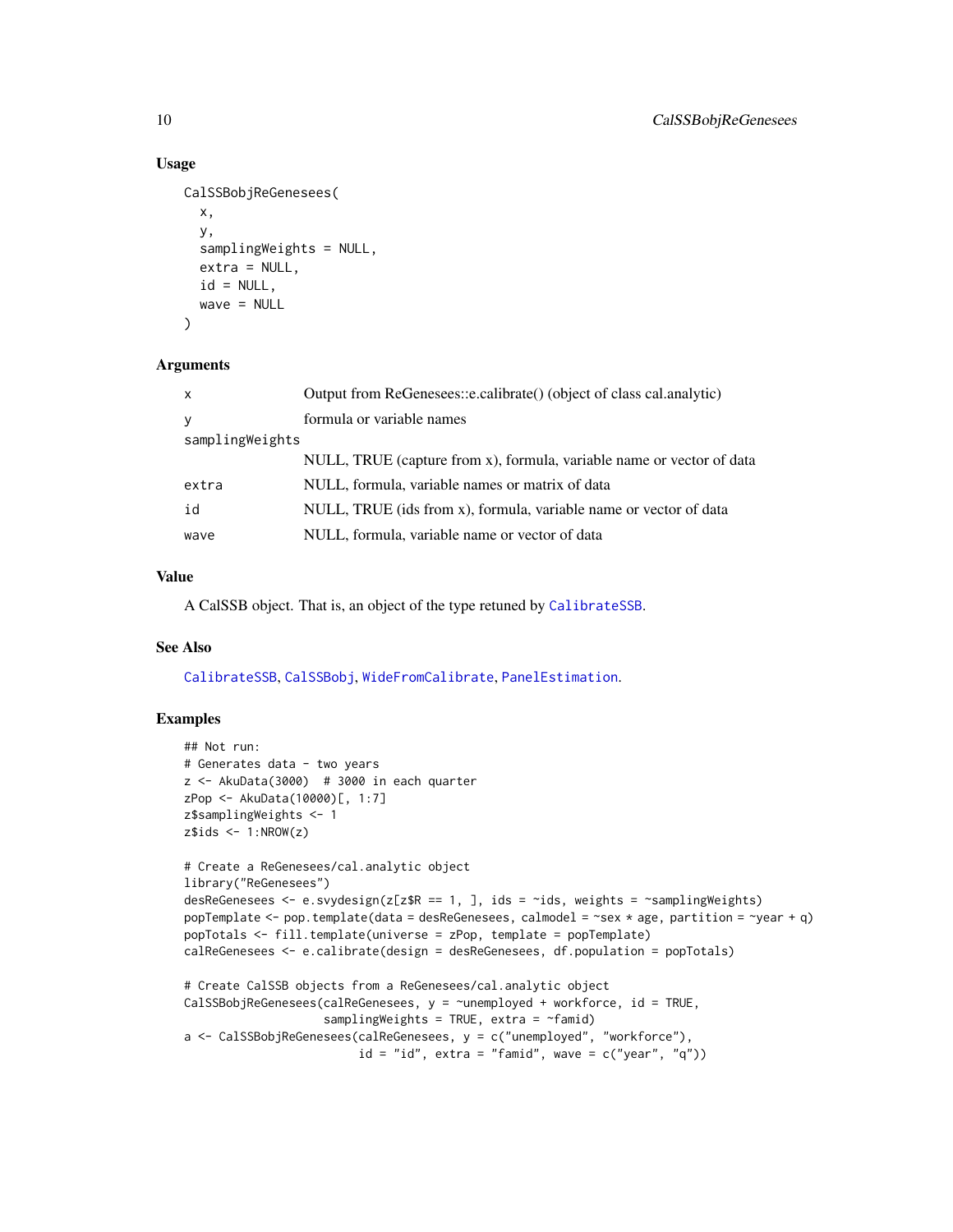### Usage

```
CalSSBobjReGenesees(
  x,
  y,
  samplingWeights = NULL,
  extra = NULL,
  id = NULL,
  wave = NULL
)
```

### Arguments

| | |
|---|---|
| x | Output from ReGenesees::e.calibrate() (object of class cal.analytic) |
| y | formula or variable names |
| samplingWeights | NULL, TRUE (capture from x), formula, variable name or vector of data |
| extra | NULL, formula, variable names or matrix of data |
| id | NULL, TRUE (ids from x), formula, variable name or vector of data |
| wave | NULL, formula, variable name or vector of data |

### Value

A CalSSB object. That is, an object of the type retuned by CalibrateSSB.

### See Also

CalibrateSSB, CalSSBobj, WideFromCalibrate, PanelEstimation.

### Examples

```
## Not run:
# Generates data - two years
z <- AkuData(3000)  # 3000 in each quarter
zPop <- AkuData(10000)[, 1:7]
z$samplingWeights <- 1
z$ids <- 1:NROW(z)

# Create a ReGenesees/cal.analytic object
library("ReGenesees")
desReGenesees <- e.svydesign(z[z$R == 1, ], ids = ~ids, weights = ~samplingWeights)
popTemplate <- pop.template(data = desReGenesees, calmodel = ~sex * age, partition = ~year + q)
popTotals <- fill.template(universe = zPop, template = popTemplate)
calReGenesees <- e.calibrate(design = desReGenesees, df.population = popTotals)

# Create CalSSB objects from a ReGenesees/cal.analytic object
CalSSBobjReGenesees(calReGenesees, y = ~unemployed + workforce, id = TRUE,
                    samplingWeights = TRUE, extra = ~famid)
a <- CalSSBobjReGenesees(calReGenesees, y = c("unemployed", "workforce"),
                         id = "id", extra = "famid", wave = c("year", "q"))
```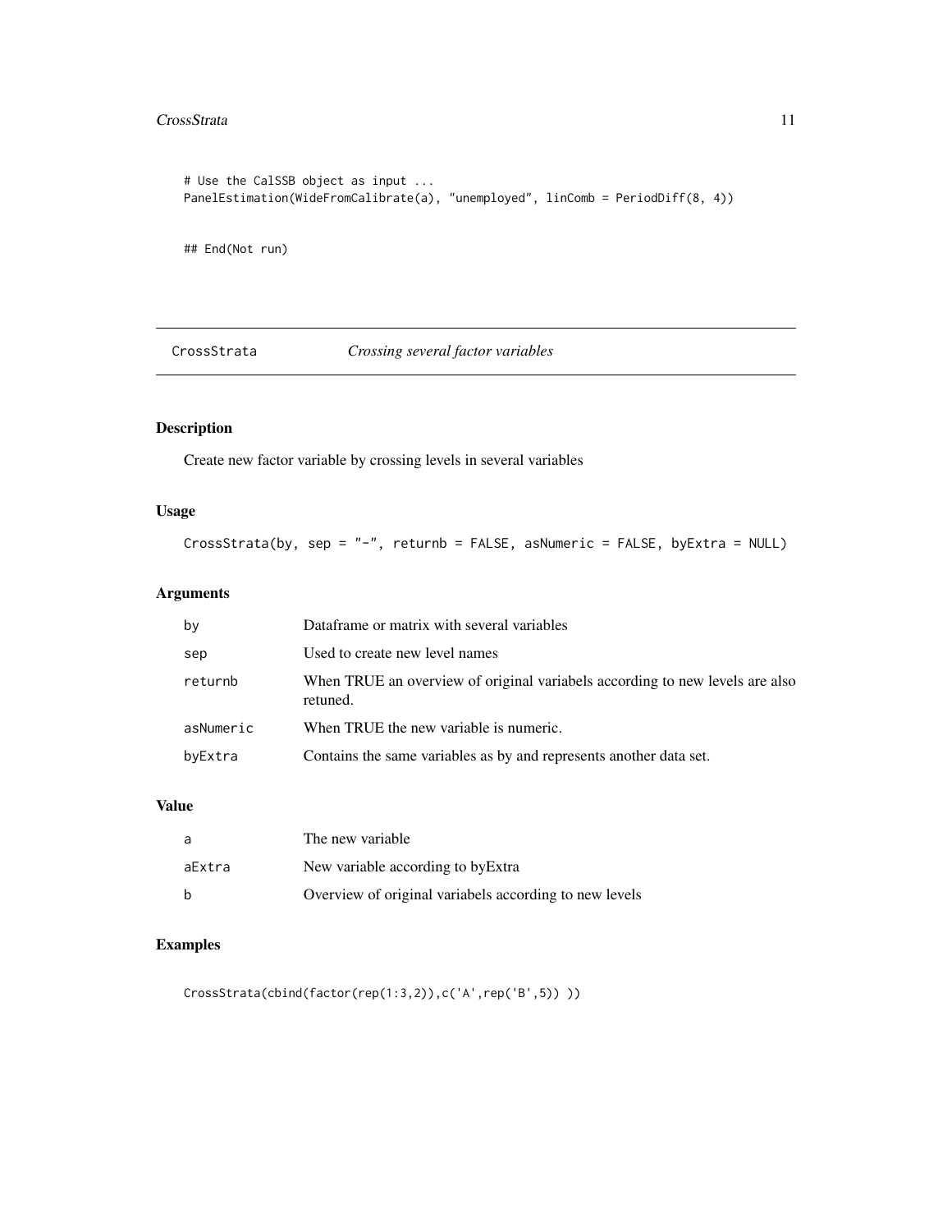```
# Use the CalSSB object as input ...
PanelEstimation(WideFromCalibrate(a), "unemployed", linComb = PeriodDiff(8, 4))


## End(Not run)
```

## CrossStrata — *Crossing several factor variables*

### Description

Create new factor variable by crossing levels in several variables

### Usage

```
CrossStrata(by, sep = "-", returnb = FALSE, asNumeric = FALSE, byExtra = NULL)
```

### Arguments

| | |
|---|---|
| by | Dataframe or matrix with several variables |
| sep | Used to create new level names |
| returnb | When TRUE an overview of original variabels according to new levels are also retuned. |
| asNumeric | When TRUE the new variable is numeric. |
| byExtra | Contains the same variables as by and represents another data set. |

### Value

| | |
|---|---|
| a | The new variable |
| aExtra | New variable according to byExtra |
| b | Overview of original variabels according to new levels |

### Examples

```
CrossStrata(cbind(factor(rep(1:3,2)),c('A',rep('B',5)) ))
```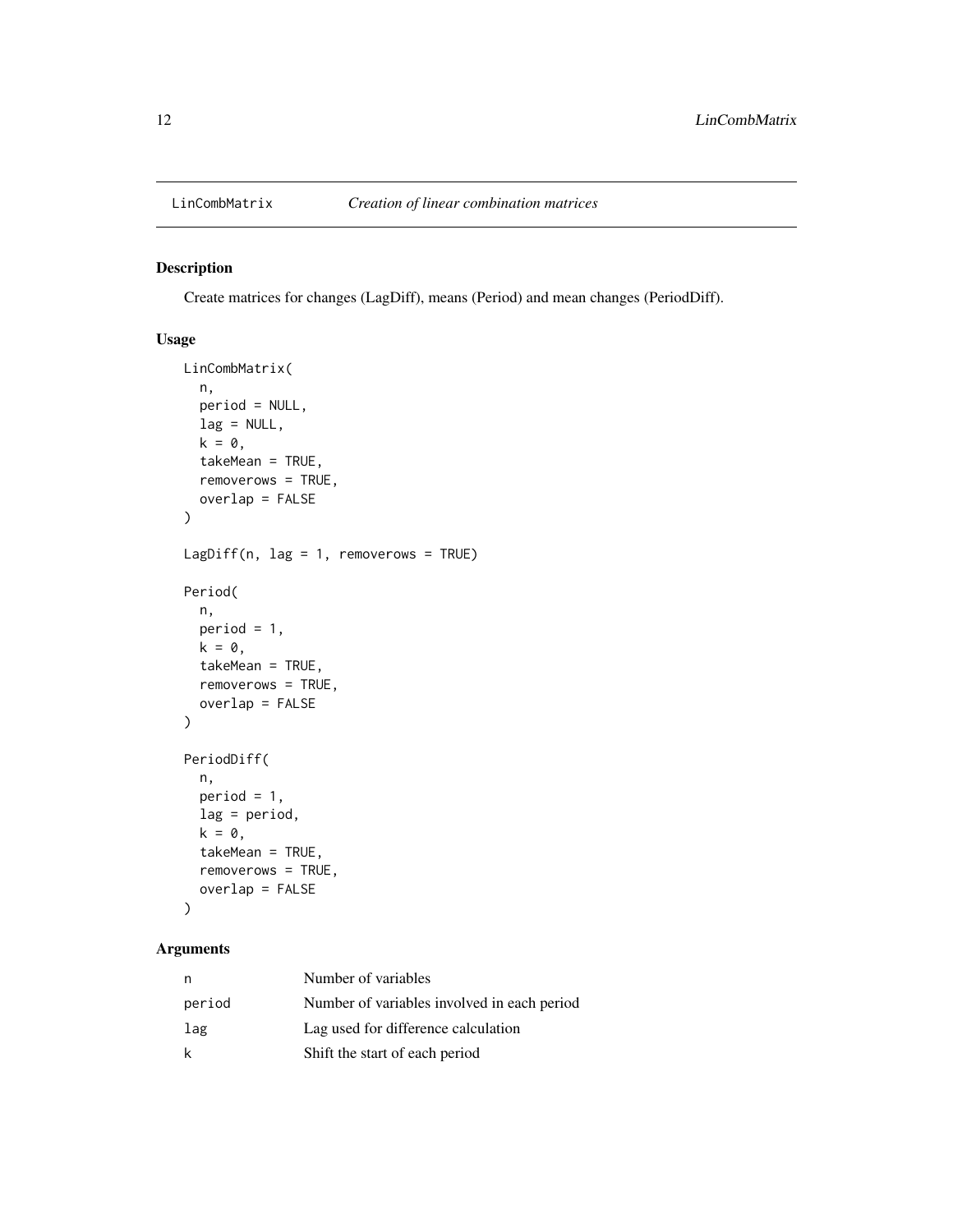## LinCombMatrix — *Creation of linear combination matrices*

### Description

Create matrices for changes (LagDiff), means (Period) and mean changes (PeriodDiff).

### Usage

```
LinCombMatrix(
  n,
  period = NULL,
  lag = NULL,
  k = 0,
  takeMean = TRUE,
  removerows = TRUE,
  overlap = FALSE
)

LagDiff(n, lag = 1, removerows = TRUE)

Period(
  n,
  period = 1,
  k = 0,
  takeMean = TRUE,
  removerows = TRUE,
  overlap = FALSE
)

PeriodDiff(
  n,
  period = 1,
  lag = period,
  k = 0,
  takeMean = TRUE,
  removerows = TRUE,
  overlap = FALSE
)
```

### Arguments

| | |
|---|---|
| n | Number of variables |
| period | Number of variables involved in each period |
| lag | Lag used for difference calculation |
| k | Shift the start of each period |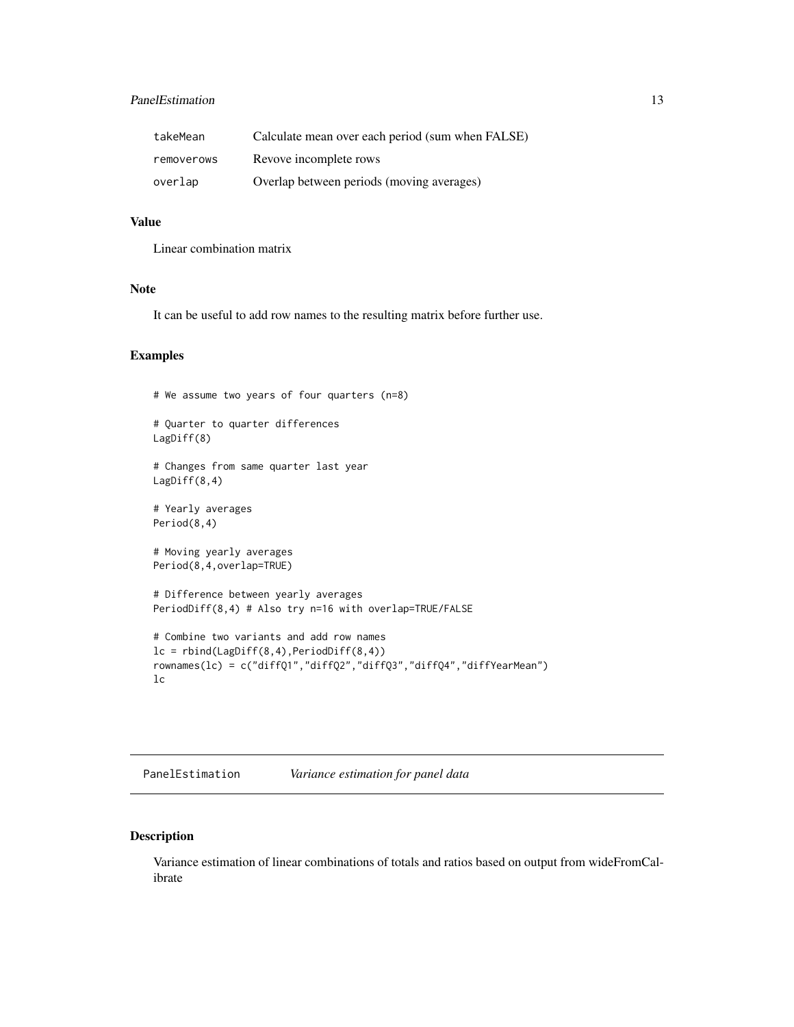| | |
|---|---|
| takeMean | Calculate mean over each period (sum when FALSE) |
| removerows | Revove incomplete rows |
| overlap | Overlap between periods (moving averages) |

### Value

Linear combination matrix

### Note

It can be useful to add row names to the resulting matrix before further use.

### Examples

```
# We assume two years of four quarters (n=8)

# Quarter to quarter differences
LagDiff(8)

# Changes from same quarter last year
LagDiff(8,4)

# Yearly averages
Period(8,4)

# Moving yearly averages
Period(8,4,overlap=TRUE)

# Difference between yearly averages
PeriodDiff(8,4) # Also try n=16 with overlap=TRUE/FALSE

# Combine two variants and add row names
lc = rbind(LagDiff(8,4),PeriodDiff(8,4))
rownames(lc) = c("diffQ1","diffQ2","diffQ3","diffQ4","diffYearMean")
lc
```

---

## PanelEstimation *Variance estimation for panel data*

### Description

Variance estimation of linear combinations of totals and ratios based on output from wideFromCalibrate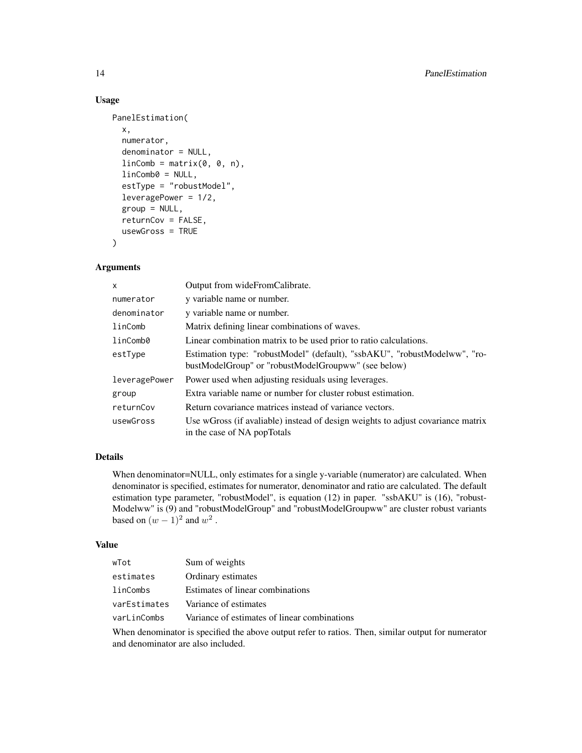## Usage

```
PanelEstimation(
  x,
  numerator,
  denominator = NULL,
  linComb = matrix(0, 0, n),
  linComb0 = NULL,
  estType = "robustModel",
  leveragePower = 1/2,
  group = NULL,
  returnCov = FALSE,
  usewGross = TRUE
)
```

## Arguments

| | |
|---|---|
| x | Output from wideFromCalibrate. |
| numerator | y variable name or number. |
| denominator | y variable name or number. |
| linComb | Matrix defining linear combinations of waves. |
| linComb0 | Linear combination matrix to be used prior to ratio calculations. |
| estType | Estimation type: "robustModel" (default), "ssbAKU", "robustModelww", "robustModelGroup" or "robustModelGroupww" (see below) |
| leveragePower | Power used when adjusting residuals using leverages. |
| group | Extra variable name or number for cluster robust estimation. |
| returnCov | Return covariance matrices instead of variance vectors. |
| usewGross | Use wGross (if avaliable) instead of design weights to adjust covariance matrix in the case of NA popTotals |

## Details

When denominator=NULL, only estimates for a single y-variable (numerator) are calculated. When denominator is specified, estimates for numerator, denominator and ratio are calculated. The default estimation type parameter, "robustModel", is equation (12) in paper. "ssbAKU" is (16), "robustModelww" is (9) and "robustModelGroup" and "robustModelGroupww" are cluster robust variants based on $(w-1)^2$ and $w^2$ .

## Value

| | |
|---|---|
| wTot | Sum of weights |
| estimates | Ordinary estimates |
| linCombs | Estimates of linear combinations |
| varEstimates | Variance of estimates |
| varLinCombs | Variance of estimates of linear combinations |

When denominator is specified the above output refer to ratios. Then, similar output for numerator and denominator are also included.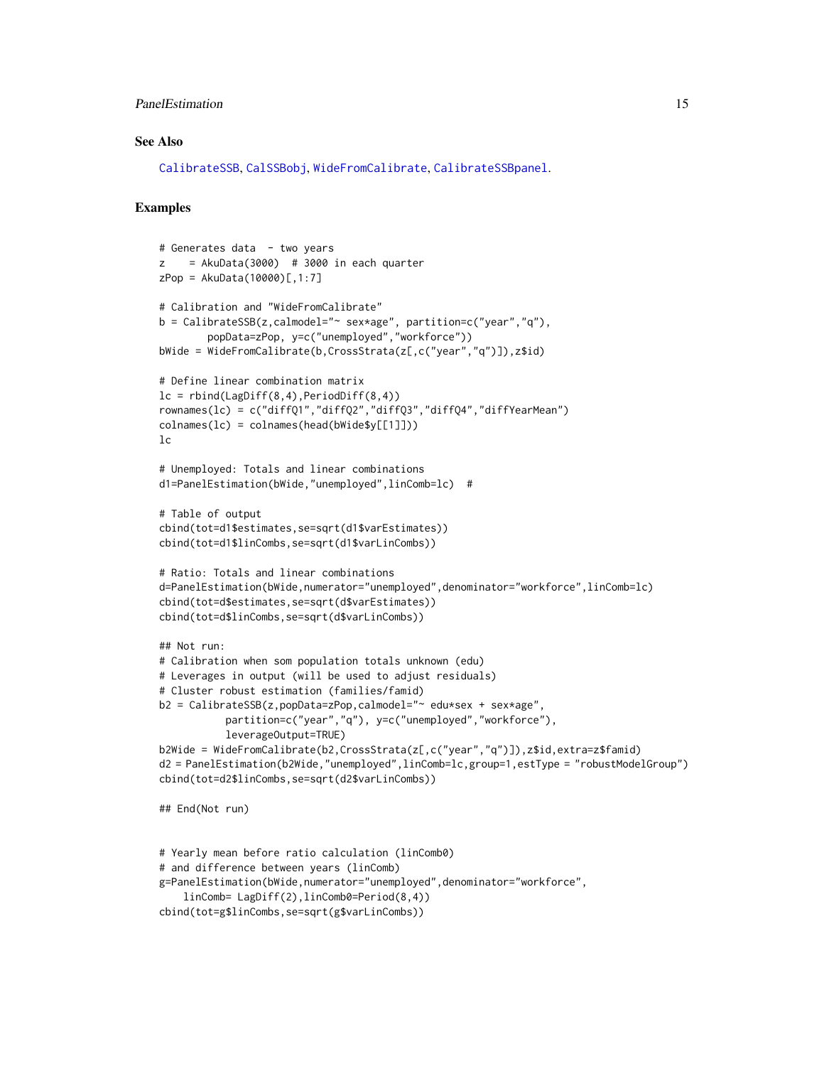## See Also

CalibrateSSB, CalSSBobj, WideFromCalibrate, CalibrateSSBpanel.

## Examples

```
# Generates data  - two years
z    = AkuData(3000)  # 3000 in each quarter
zPop = AkuData(10000)[,1:7]

# Calibration and "WideFromCalibrate"
b = CalibrateSSB(z,calmodel="~ sex*age", partition=c("year","q"),
        popData=zPop, y=c("unemployed","workforce"))
bWide = WideFromCalibrate(b,CrossStrata(z[,c("year","q")]),z$id)

# Define linear combination matrix
lc = rbind(LagDiff(8,4),PeriodDiff(8,4))
rownames(lc) = c("diffQ1","diffQ2","diffQ3","diffQ4","diffYearMean")
colnames(lc) = colnames(head(bWide$y[[1]]))
lc

# Unemployed: Totals and linear combinations
d1=PanelEstimation(bWide,"unemployed",linComb=lc)  #

# Table of output
cbind(tot=d1$estimates,se=sqrt(d1$varEstimates))
cbind(tot=d1$linCombs,se=sqrt(d1$varLinCombs))

# Ratio: Totals and linear combinations
d=PanelEstimation(bWide,numerator="unemployed",denominator="workforce",linComb=lc)
cbind(tot=d$estimates,se=sqrt(d$varEstimates))
cbind(tot=d$linCombs,se=sqrt(d$varLinCombs))

## Not run:
# Calibration when som population totals unknown (edu)
# Leverages in output (will be used to adjust residuals)
# Cluster robust estimation (families/famid)
b2 = CalibrateSSB(z,popData=zPop,calmodel="~ edu*sex + sex*age",
           partition=c("year","q"), y=c("unemployed","workforce"),
           leverageOutput=TRUE)
b2Wide = WideFromCalibrate(b2,CrossStrata(z[,c("year","q")]),z$id,extra=z$famid)
d2 = PanelEstimation(b2Wide,"unemployed",linComb=lc,group=1,estType = "robustModelGroup")
cbind(tot=d2$linCombs,se=sqrt(d2$varLinCombs))

## End(Not run)


# Yearly mean before ratio calculation (linComb0)
# and difference between years (linComb)
g=PanelEstimation(bWide,numerator="unemployed",denominator="workforce",
    linComb= LagDiff(2),linComb0=Period(8,4))
cbind(tot=g$linCombs,se=sqrt(g$varLinCombs))
```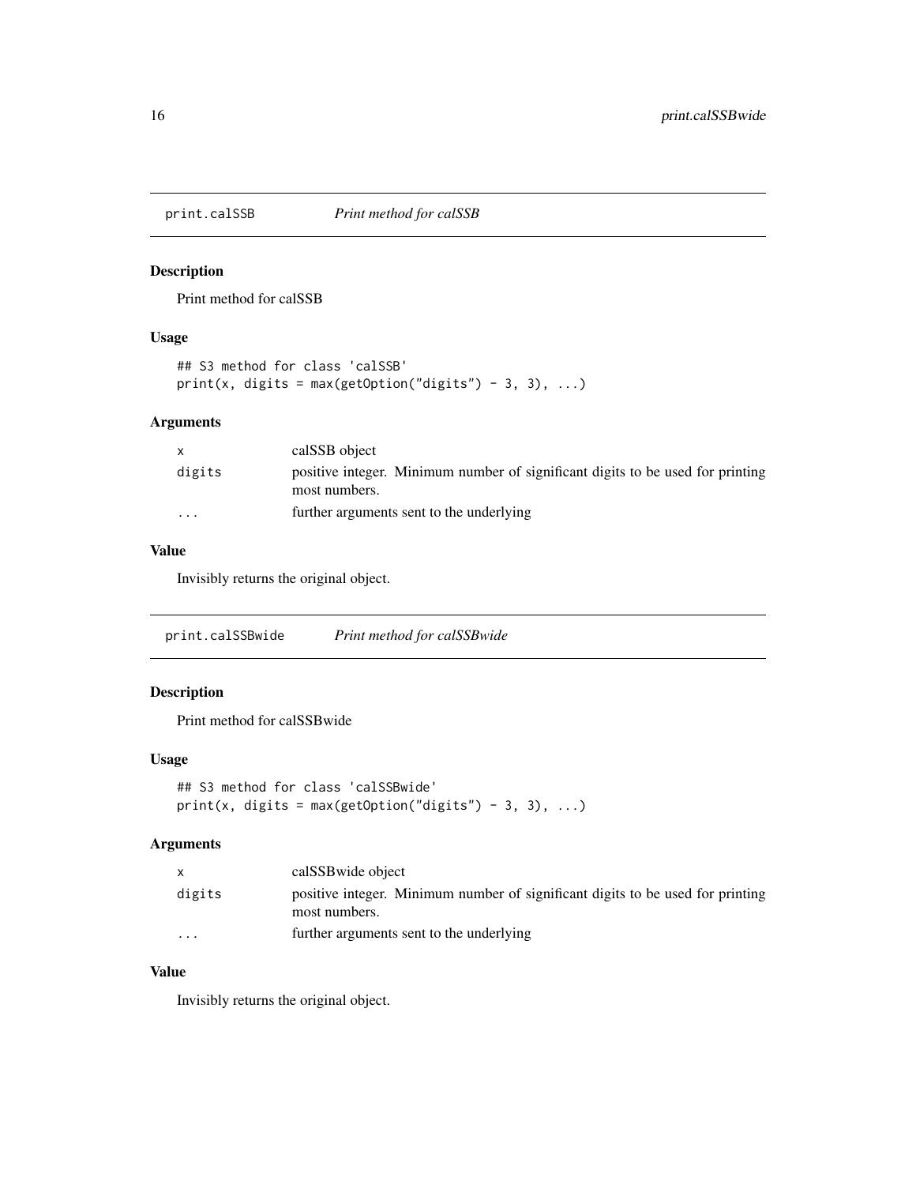## print.calSSB — *Print method for calSSB*

### Description

Print method for calSSB

### Usage

```
## S3 method for class 'calSSB'
print(x, digits = max(getOption("digits") - 3, 3), ...)
```

### Arguments

| | |
|---|---|
| `x` | calSSB object |
| `digits` | positive integer. Minimum number of significant digits to be used for printing most numbers. |
| `...` | further arguments sent to the underlying |

### Value

Invisibly returns the original object.

## print.calSSBwide — *Print method for calSSBwide*

### Description

Print method for calSSBwide

### Usage

```
## S3 method for class 'calSSBwide'
print(x, digits = max(getOption("digits") - 3, 3), ...)
```

### Arguments

| | |
|---|---|
| `x` | calSSBwide object |
| `digits` | positive integer. Minimum number of significant digits to be used for printing most numbers. |
| `...` | further arguments sent to the underlying |

### Value

Invisibly returns the original object.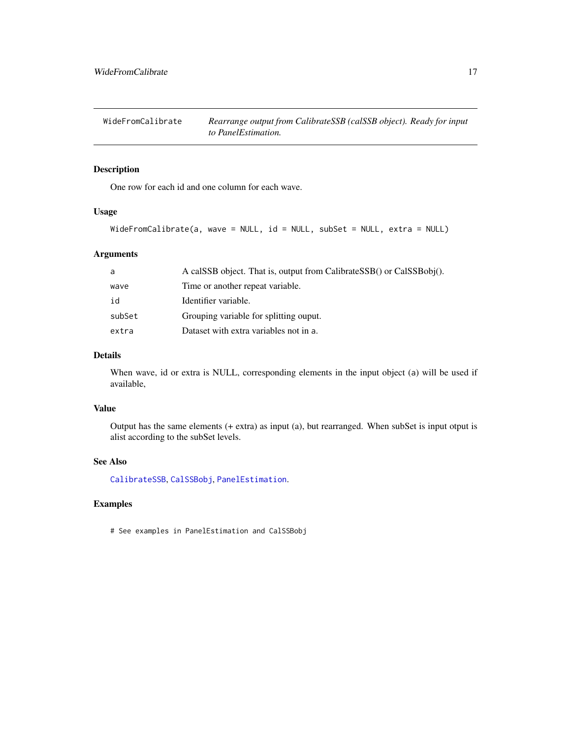# WideFromCalibrate

*Rearrange output from CalibrateSSB (calSSB object). Ready for input to PanelEstimation.*

## Description

One row for each id and one column for each wave.

## Usage

```
WideFromCalibrate(a, wave = NULL, id = NULL, subSet = NULL, extra = NULL)
```

## Arguments

| | |
|---|---|
| `a` | A calSSB object. That is, output from CalibrateSSB() or CalSSBobj(). |
| `wave` | Time or another repeat variable. |
| `id` | Identifier variable. |
| `subSet` | Grouping variable for splitting ouput. |
| `extra` | Dataset with extra variables not in `a`. |

## Details

When wave, id or extra is NULL, corresponding elements in the input object (a) will be used if available,

## Value

Output has the same elements (+ extra) as input (a), but rearranged. When subSet is input otput is alist according to the subSet levels.

## See Also

`CalibrateSSB`, `CalSSBobj`, `PanelEstimation`.

## Examples

```
# See examples in PanelEstimation and CalSSBobj
```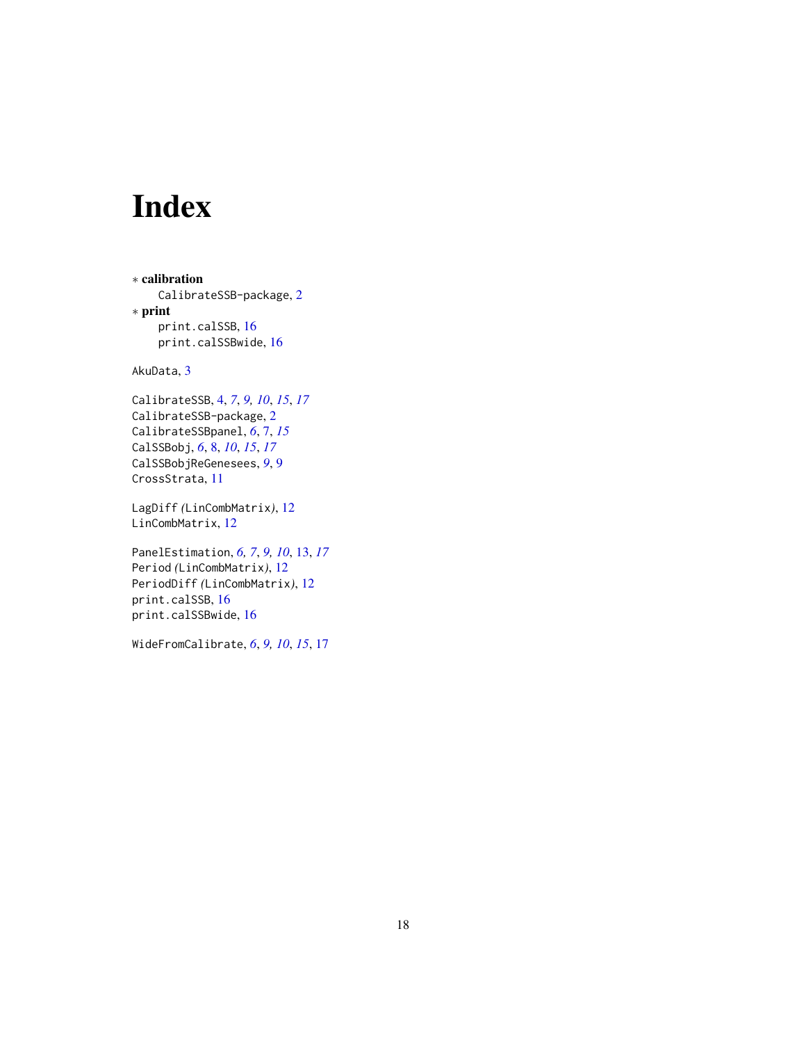# Index

* **calibration**
    CalibrateSSB-package, 2
* **print**
    print.calSSB, 16
    print.calSSBwide, 16

AkuData, 3

CalibrateSSB, 4, *7*, *9, 10*, *15*, *17*
CalibrateSSB-package, 2
CalibrateSSBpanel, *6*, 7, *15*
CalSSBobj, *6*, 8, *10*, *15*, *17*
CalSSBobjReGenesees, *9*, 9
CrossStrata, 11

LagDiff *(*LinCombMatrix*)*, 12
LinCombMatrix, 12

PanelEstimation, *6, 7*, *9, 10*, 13, *17*
Period *(*LinCombMatrix*)*, 12
PeriodDiff *(*LinCombMatrix*)*, 12
print.calSSB, 16
print.calSSBwide, 16

WideFromCalibrate, *6*, *9, 10*, *15*, 17